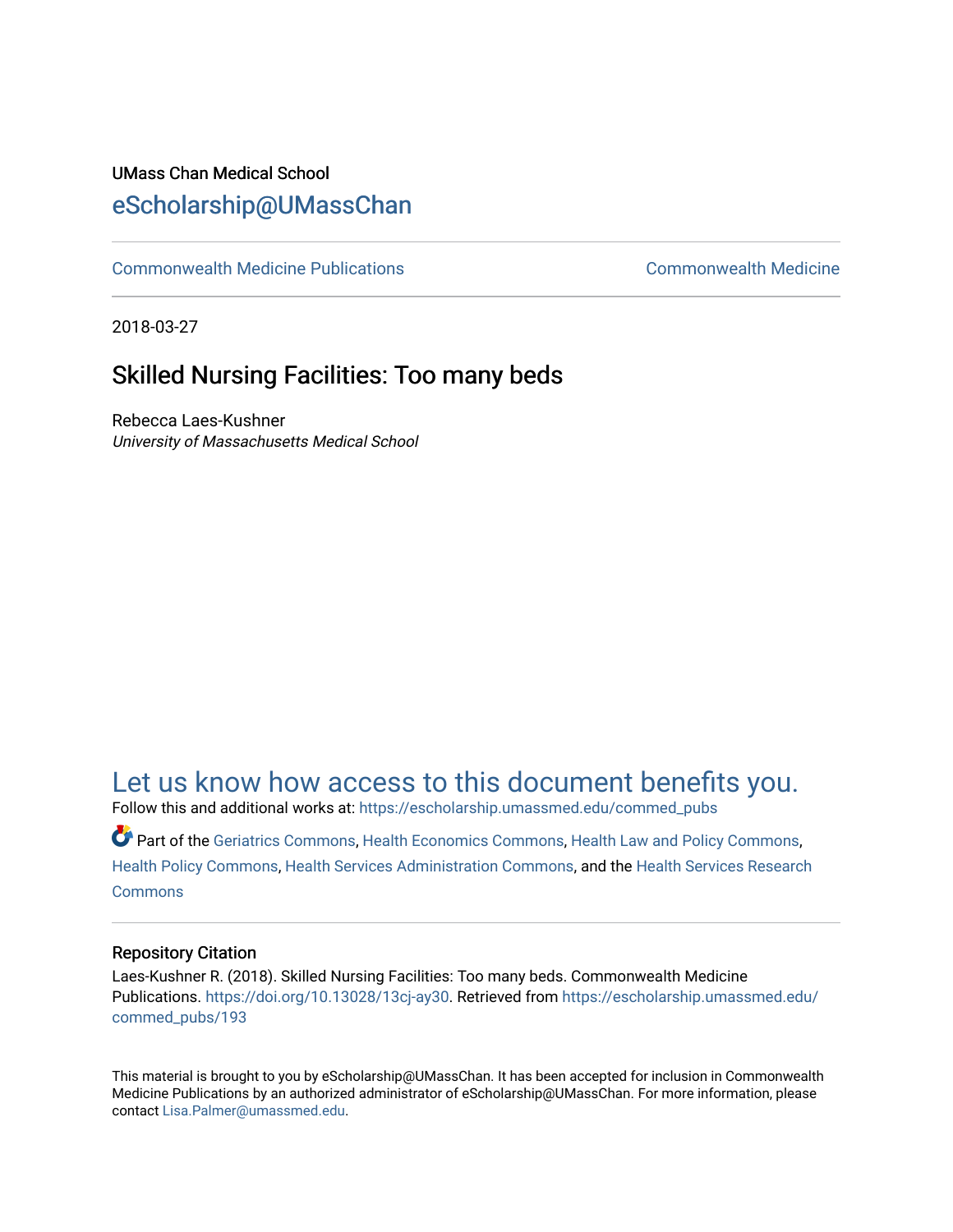UMass Chan Medical School

eScholarship@UMassChan

Commonwealth Medicine Publications | Commonwealth Medicine

2018-03-27

# Skilled Nursing Facilities: Too many beds

Rebecca Laes-Kushner

*University of Massachusetts Medical School*

## Let us know how access to this document benefits you.

Follow this and additional works at: https://escholarship.umassmed.edu/commed_pubs

Part of the Geriatrics Commons, Health Economics Commons, Health Law and Policy Commons, Health Policy Commons, Health Services Administration Commons, and the Health Services Research Commons

### Repository Citation

Laes-Kushner R. (2018). Skilled Nursing Facilities: Too many beds. Commonwealth Medicine Publications. https://doi.org/10.13028/13cj-ay30. Retrieved from https://escholarship.umassmed.edu/commed_pubs/193

This material is brought to you by eScholarship@UMassChan. It has been accepted for inclusion in Commonwealth Medicine Publications by an authorized administrator of eScholarship@UMassChan. For more information, please contact Lisa.Palmer@umassmed.edu.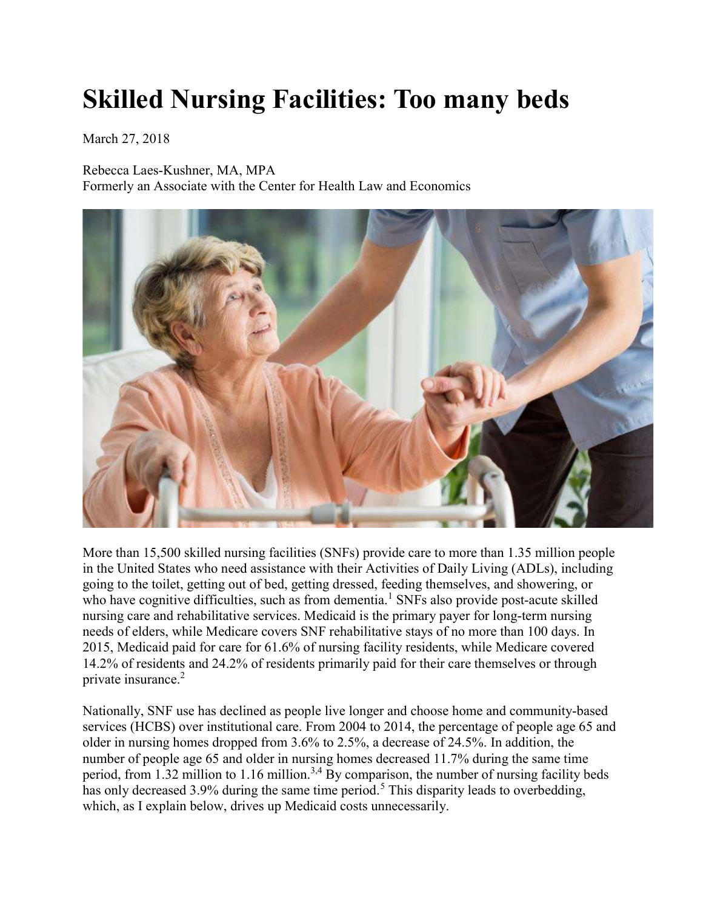# Skilled Nursing Facilities: Too many beds

March 27, 2018

Rebecca Laes-Kushner, MA, MPA
Formerly an Associate with the Center for Health Law and Economics

More than 15,500 skilled nursing facilities (SNFs) provide care to more than 1.35 million people in the United States who need assistance with their Activities of Daily Living (ADLs), including going to the toilet, getting out of bed, getting dressed, feeding themselves, and showering, or who have cognitive difficulties, such as from dementia.[1] SNFs also provide post-acute skilled nursing care and rehabilitative services. Medicaid is the primary payer for long-term nursing needs of elders, while Medicare covers SNF rehabilitative stays of no more than 100 days. In 2015, Medicaid paid for care for 61.6% of nursing facility residents, while Medicare covered 14.2% of residents and 24.2% of residents primarily paid for their care themselves or through private insurance.[2]

Nationally, SNF use has declined as people live longer and choose home and community-based services (HCBS) over institutional care. From 2004 to 2014, the percentage of people age 65 and older in nursing homes dropped from 3.6% to 2.5%, a decrease of 24.5%. In addition, the number of people age 65 and older in nursing homes decreased 11.7% during the same time period, from 1.32 million to 1.16 million.[3,4] By comparison, the number of nursing facility beds has only decreased 3.9% during the same time period.[5] This disparity leads to overbedding, which, as I explain below, drives up Medicaid costs unnecessarily.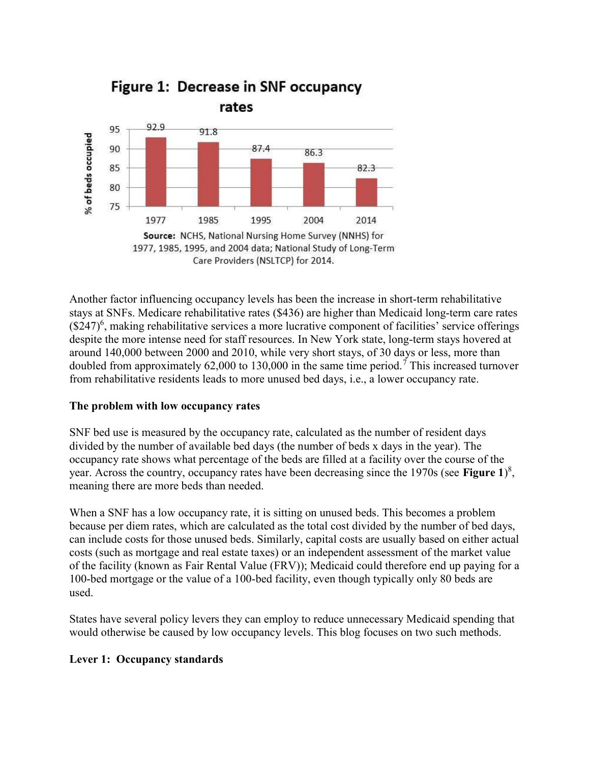**Figure 1: Decrease in SNF occupancy rates**

| Year | % of beds occupied |
| --- | --- |
| 1977 | 92.9 |
| 1985 | 91.8 |
| 1995 | 87.4 |
| 2004 | 86.3 |
| 2014 | 82.3 |

**Source:** NCHS, National Nursing Home Survey (NNHS) for 1977, 1985, 1995, and 2004 data; National Study of Long-Term Care Providers (NSLTCP) for 2014.

Another factor influencing occupancy levels has been the increase in short-term rehabilitative stays at SNFs. Medicare rehabilitative rates ($436) are higher than Medicaid long-term care rates ($247)[6], making rehabilitative services a more lucrative component of facilities' service offerings despite the more intense need for staff resources. In New York state, long-term stays hovered at around 140,000 between 2000 and 2010, while very short stays, of 30 days or less, more than doubled from approximately 62,000 to 130,000 in the same time period.[7] This increased turnover from rehabilitative residents leads to more unused bed days, i.e., a lower occupancy rate.

**The problem with low occupancy rates**

SNF bed use is measured by the occupancy rate, calculated as the number of resident days divided by the number of available bed days (the number of beds x days in the year). The occupancy rate shows what percentage of the beds are filled at a facility over the course of the year. Across the country, occupancy rates have been decreasing since the 1970s (see **Figure 1**)[8], meaning there are more beds than needed.

When a SNF has a low occupancy rate, it is sitting on unused beds. This becomes a problem because per diem rates, which are calculated as the total cost divided by the number of bed days, can include costs for those unused beds. Similarly, capital costs are usually based on either actual costs (such as mortgage and real estate taxes) or an independent assessment of the market value of the facility (known as Fair Rental Value (FRV)); Medicaid could therefore end up paying for a 100-bed mortgage or the value of a 100-bed facility, even though typically only 80 beds are used.

States have several policy levers they can employ to reduce unnecessary Medicaid spending that would otherwise be caused by low occupancy levels. This blog focuses on two such methods.

**Lever 1: Occupancy standards**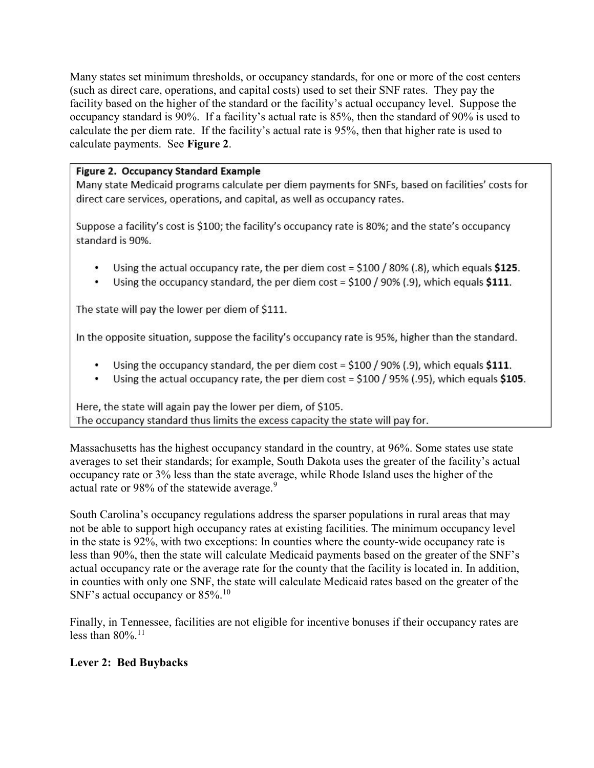Many states set minimum thresholds, or occupancy standards, for one or more of the cost centers (such as direct care, operations, and capital costs) used to set their SNF rates. They pay the facility based on the higher of the standard or the facility's actual occupancy level. Suppose the occupancy standard is 90%. If a facility's actual rate is 85%, then the standard of 90% is used to calculate the per diem rate. If the facility's actual rate is 95%, then that higher rate is used to calculate payments. See **Figure 2**.

**Figure 2. Occupancy Standard Example**

Many state Medicaid programs calculate per diem payments for SNFs, based on facilities' costs for direct care services, operations, and capital, as well as occupancy rates.

Suppose a facility's cost is $100; the facility's occupancy rate is 80%; and the state's occupancy standard is 90%.

- Using the actual occupancy rate, the per diem cost = $100 / 80% (.8), which equals **$125**.
- Using the occupancy standard, the per diem cost = $100 / 90% (.9), which equals **$111**.

The state will pay the lower per diem of $111.

In the opposite situation, suppose the facility's occupancy rate is 95%, higher than the standard.

- Using the occupancy standard, the per diem cost = $100 / 90% (.9), which equals **$111**.
- Using the actual occupancy rate, the per diem cost = $100 / 95% (.95), which equals **$105**.

Here, the state will again pay the lower per diem, of $105.
The occupancy standard thus limits the excess capacity the state will pay for.

Massachusetts has the highest occupancy standard in the country, at 96%. Some states use state averages to set their standards; for example, South Dakota uses the greater of the facility's actual occupancy rate or 3% less than the state average, while Rhode Island uses the higher of the actual rate or 98% of the statewide average.[9]

South Carolina's occupancy regulations address the sparser populations in rural areas that may not be able to support high occupancy rates at existing facilities. The minimum occupancy level in the state is 92%, with two exceptions: In counties where the county-wide occupancy rate is less than 90%, then the state will calculate Medicaid payments based on the greater of the SNF's actual occupancy rate or the average rate for the county that the facility is located in. In addition, in counties with only one SNF, the state will calculate Medicaid rates based on the greater of the SNF's actual occupancy or 85%.[10]

Finally, in Tennessee, facilities are not eligible for incentive bonuses if their occupancy rates are less than 80%.[11]

**Lever 2: Bed Buybacks**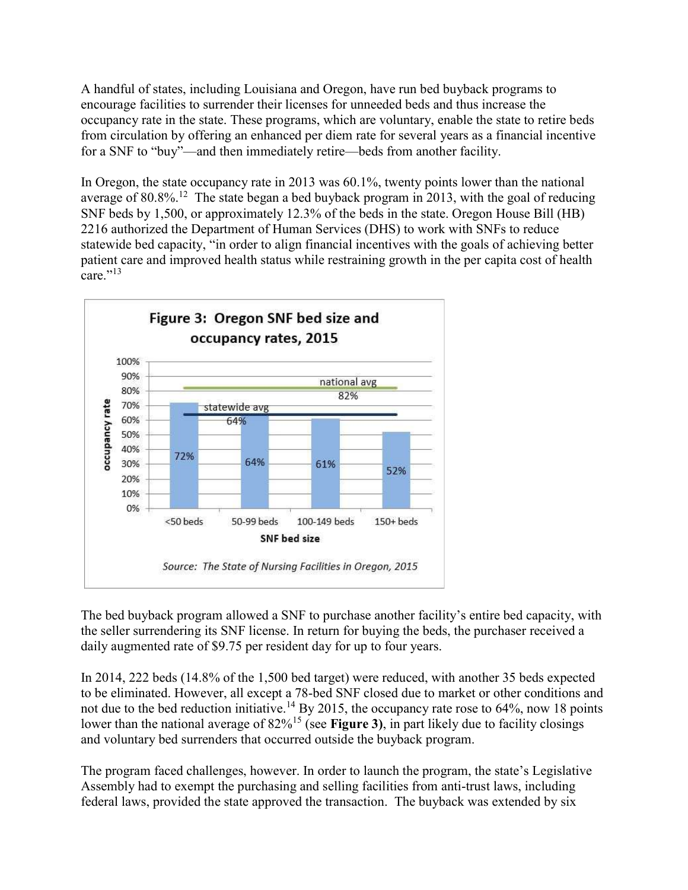A handful of states, including Louisiana and Oregon, have run bed buyback programs to encourage facilities to surrender their licenses for unneeded beds and thus increase the occupancy rate in the state. These programs, which are voluntary, enable the state to retire beds from circulation by offering an enhanced per diem rate for several years as a financial incentive for a SNF to "buy"—and then immediately retire—beds from another facility.

In Oregon, the state occupancy rate in 2013 was 60.1%, twenty points lower than the national average of 80.8%.[12] The state began a bed buyback program in 2013, with the goal of reducing SNF beds by 1,500, or approximately 12.3% of the beds in the state. Oregon House Bill (HB) 2216 authorized the Department of Human Services (DHS) to work with SNFs to reduce statewide bed capacity, "in order to align financial incentives with the goals of achieving better patient care and improved health status while restraining growth in the per capita cost of health care."[13]

**Figure 3: Oregon SNF bed size and occupancy rates, 2015**

| SNF bed size | <50 beds | 50-99 beds | 100-149 beds | 150+ beds |
|---|---|---|---|---|
| Occupancy rate | 72% | 64% | 61% | 52% |

Statewide avg 64%; national avg 82%

*Source: The State of Nursing Facilities in Oregon, 2015*

The bed buyback program allowed a SNF to purchase another facility's entire bed capacity, with the seller surrendering its SNF license. In return for buying the beds, the purchaser received a daily augmented rate of $9.75 per resident day for up to four years.

In 2014, 222 beds (14.8% of the 1,500 bed target) were reduced, with another 35 beds expected to be eliminated. However, all except a 78-bed SNF closed due to market or other conditions and not due to the bed reduction initiative.[14] By 2015, the occupancy rate rose to 64%, now 18 points lower than the national average of 82%[15] (see **Figure 3**), in part likely due to facility closings and voluntary bed surrenders that occurred outside the buyback program.

The program faced challenges, however. In order to launch the program, the state's Legislative Assembly had to exempt the purchasing and selling facilities from anti-trust laws, including federal laws, provided the state approved the transaction. The buyback was extended by six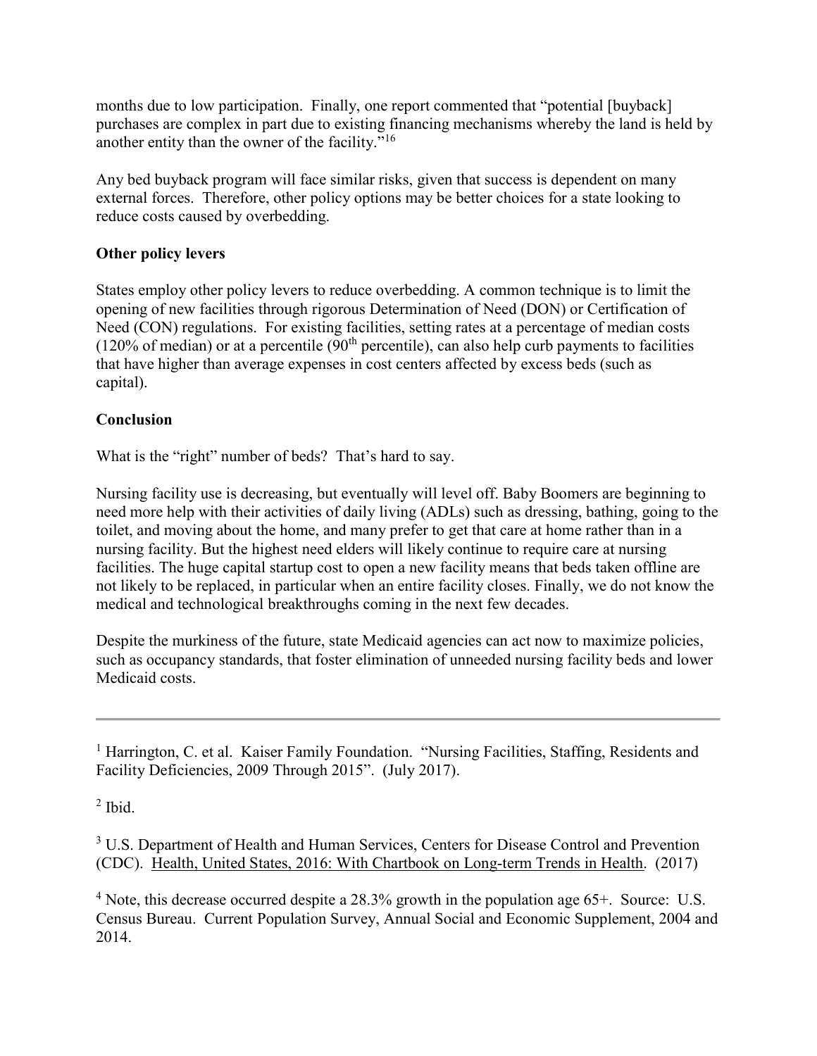months due to low participation. Finally, one report commented that "potential [buyback] purchases are complex in part due to existing financing mechanisms whereby the land is held by another entity than the owner of the facility."[16]

Any bed buyback program will face similar risks, given that success is dependent on many external forces. Therefore, other policy options may be better choices for a state looking to reduce costs caused by overbedding.

**Other policy levers**

States employ other policy levers to reduce overbedding. A common technique is to limit the opening of new facilities through rigorous Determination of Need (DON) or Certification of Need (CON) regulations. For existing facilities, setting rates at a percentage of median costs (120% of median) or at a percentile (90th percentile), can also help curb payments to facilities that have higher than average expenses in cost centers affected by excess beds (such as capital).

**Conclusion**

What is the "right" number of beds? That's hard to say.

Nursing facility use is decreasing, but eventually will level off. Baby Boomers are beginning to need more help with their activities of daily living (ADLs) such as dressing, bathing, going to the toilet, and moving about the home, and many prefer to get that care at home rather than in a nursing facility. But the highest need elders will likely continue to require care at nursing facilities. The huge capital startup cost to open a new facility means that beds taken offline are not likely to be replaced, in particular when an entire facility closes. Finally, we do not know the medical and technological breakthroughs coming in the next few decades.

Despite the murkiness of the future, state Medicaid agencies can act now to maximize policies, such as occupancy standards, that foster elimination of unneeded nursing facility beds and lower Medicaid costs.

---

[1] Harrington, C. et al. Kaiser Family Foundation. "Nursing Facilities, Staffing, Residents and Facility Deficiencies, 2009 Through 2015". (July 2017).

[2] Ibid.

[3] U.S. Department of Health and Human Services, Centers for Disease Control and Prevention (CDC). Health, United States, 2016: With Chartbook on Long-term Trends in Health. (2017)

[4] Note, this decrease occurred despite a 28.3% growth in the population age 65+. Source: U.S. Census Bureau. Current Population Survey, Annual Social and Economic Supplement, 2004 and 2014.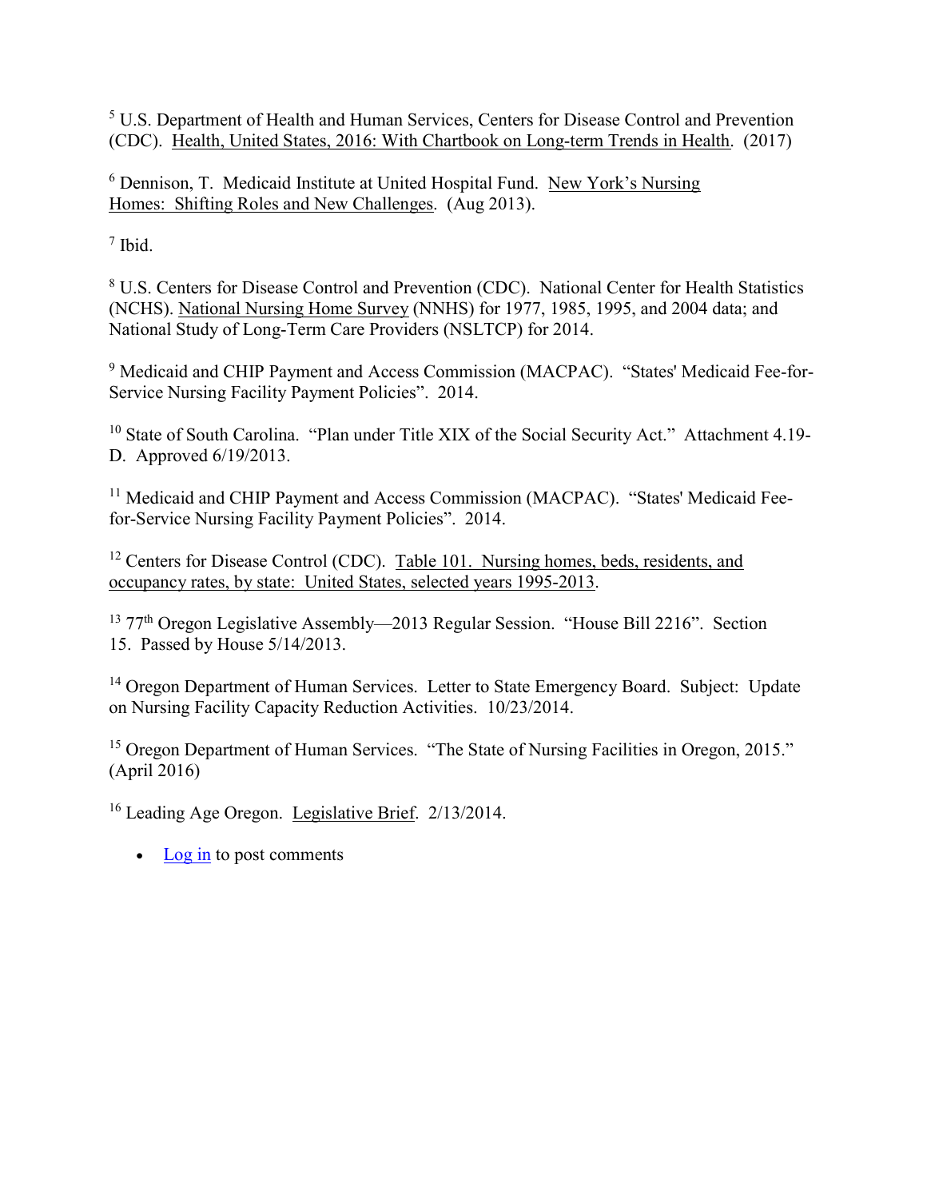[5] U.S. Department of Health and Human Services, Centers for Disease Control and Prevention (CDC). Health, United States, 2016: With Chartbook on Long-term Trends in Health. (2017)

[6] Dennison, T. Medicaid Institute at United Hospital Fund. New York's Nursing Homes: Shifting Roles and New Challenges. (Aug 2013).

[7] Ibid.

[8] U.S. Centers for Disease Control and Prevention (CDC). National Center for Health Statistics (NCHS). National Nursing Home Survey (NNHS) for 1977, 1985, 1995, and 2004 data; and National Study of Long-Term Care Providers (NSLTCP) for 2014.

[9] Medicaid and CHIP Payment and Access Commission (MACPAC). "States' Medicaid Fee-for-Service Nursing Facility Payment Policies". 2014.

[10] State of South Carolina. "Plan under Title XIX of the Social Security Act." Attachment 4.19-D. Approved 6/19/2013.

[11] Medicaid and CHIP Payment and Access Commission (MACPAC). "States' Medicaid Fee-for-Service Nursing Facility Payment Policies". 2014.

[12] Centers for Disease Control (CDC). Table 101. Nursing homes, beds, residents, and occupancy rates, by state: United States, selected years 1995-2013.

[13] 77th Oregon Legislative Assembly—2013 Regular Session. "House Bill 2216". Section 15. Passed by House 5/14/2013.

[14] Oregon Department of Human Services. Letter to State Emergency Board. Subject: Update on Nursing Facility Capacity Reduction Activities. 10/23/2014.

[15] Oregon Department of Human Services. "The State of Nursing Facilities in Oregon, 2015." (April 2016)

[16] Leading Age Oregon. Legislative Brief. 2/13/2014.

- Log in to post comments